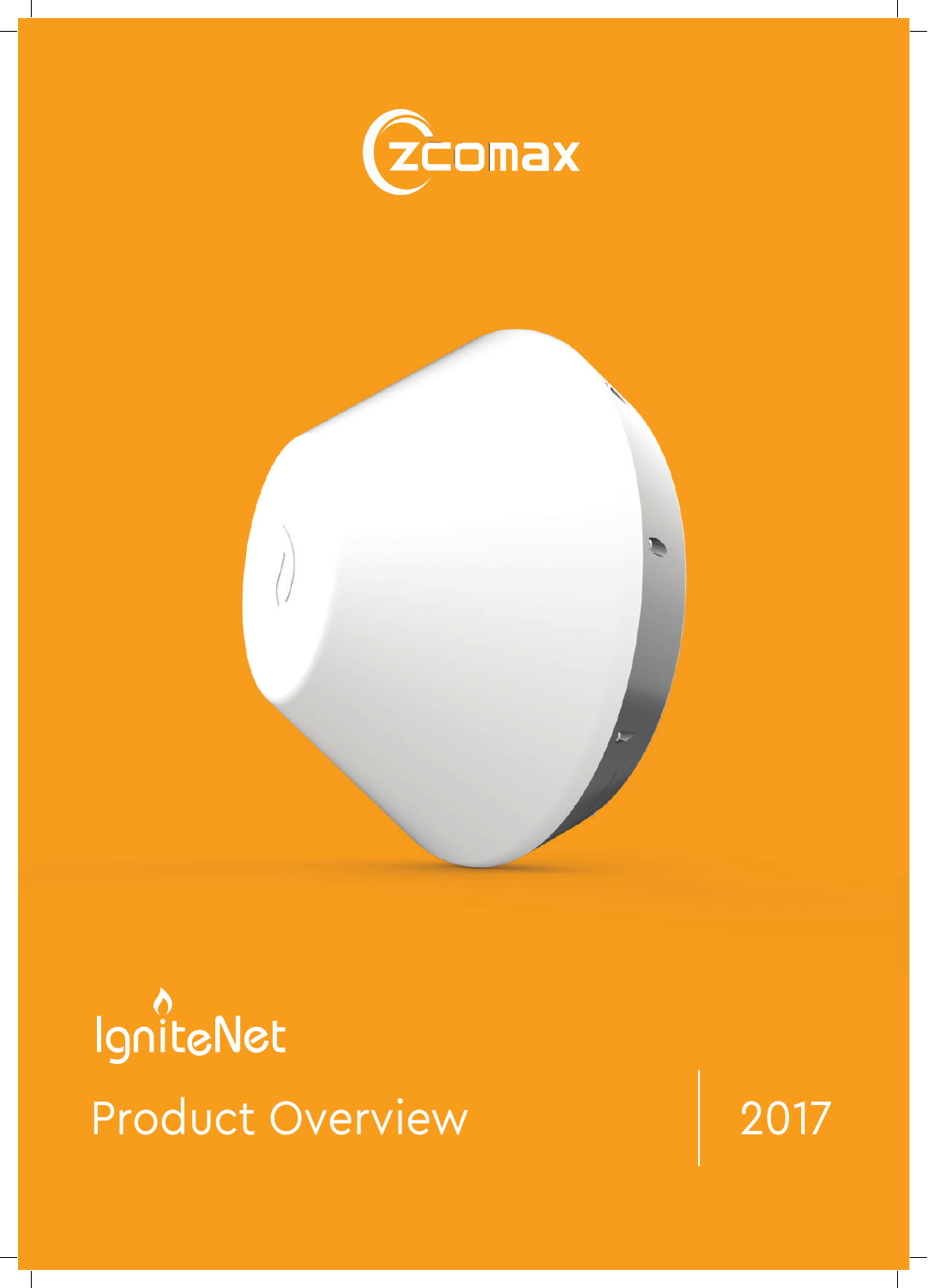zcomax

IgniteNet

# Product Overview

2017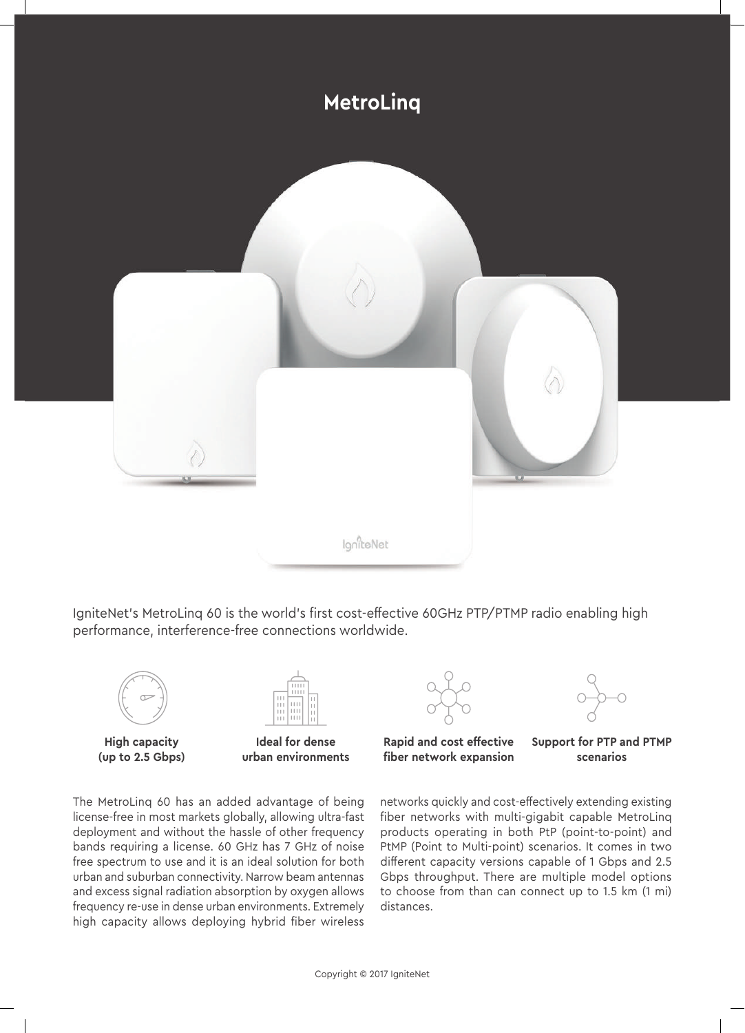# MetroLinq

IgniteNet's MetroLinq 60 is the world's first cost-effective 60GHz PTP/PTMP radio enabling high performance, interference-free connections worldwide.

**High capacity (up to 2.5 Gbps)**

**Ideal for dense urban environments**

**Rapid and cost effective fiber network expansion**

**Support for PTP and PTMP scenarios**

The MetroLinq 60 has an added advantage of being license-free in most markets globally, allowing ultra-fast deployment and without the hassle of other frequency bands requiring a license. 60 GHz has 7 GHz of noise free spectrum to use and it is an ideal solution for both urban and suburban connectivity. Narrow beam antennas and excess signal radiation absorption by oxygen allows frequency re-use in dense urban environments. Extremely high capacity allows deploying hybrid fiber wireless networks quickly and cost-effectively extending existing fiber networks with multi-gigabit capable MetroLinq products operating in both PtP (point-to-point) and PtMP (Point to Multi-point) scenarios. It comes in two different capacity versions capable of 1 Gbps and 2.5 Gbps throughput. There are multiple model options to choose from than can connect up to 1.5 km (1 mi) distances.

Copyright © 2017 IgniteNet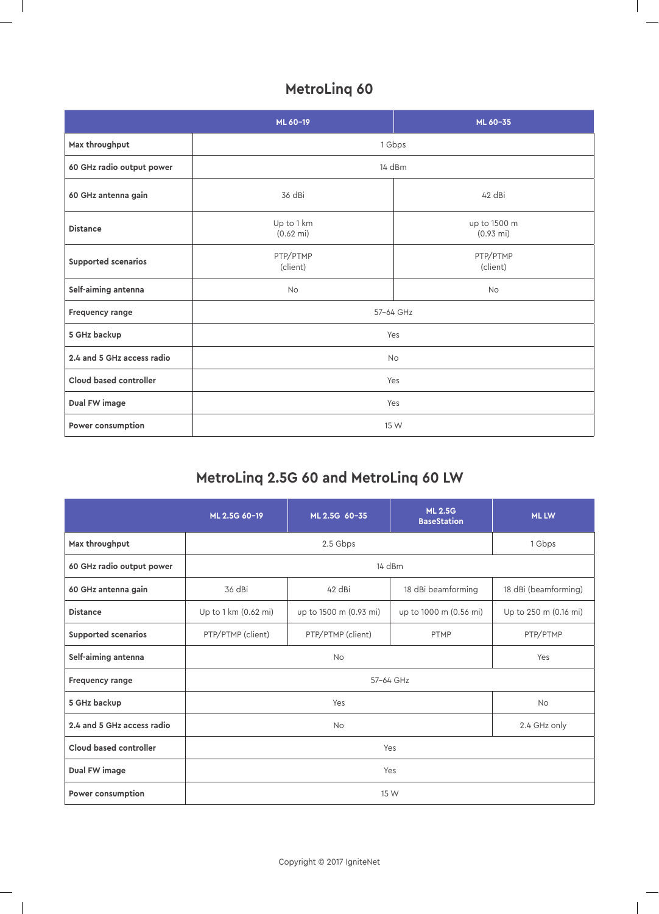## MetroLinq 60

| | ML 60-19 | ML 60-35 |
|---|---|---|
| **Max throughput** | 1 Gbps | |
| **60 GHz radio output power** | 14 dBm | |
| **60 GHz antenna gain** | 36 dBi | 42 dBi |
| **Distance** | Up to 1 km (0.62 mi) | up to 1500 m (0.93 mi) |
| **Supported scenarios** | PTP/PTMP (client) | PTP/PTMP (client) |
| **Self-aiming antenna** | No | No |
| **Frequency range** | 57-64 GHz | |
| **5 GHz backup** | Yes | |
| **2.4 and 5 GHz access radio** | No | |
| **Cloud based controller** | Yes | |
| **Dual FW image** | Yes | |
| **Power consumption** | 15 W | |

## MetroLinq 2.5G 60 and MetroLinq 60 LW

| | ML 2.5G 60-19 | ML 2.5G 60-35 | ML 2.5G BaseStation | ML LW |
|---|---|---|---|---|
| **Max throughput** | 2.5 Gbps | | | 1 Gbps |
| **60 GHz radio output power** | 14 dBm | | | |
| **60 GHz antenna gain** | 36 dBi | 42 dBi | 18 dBi beamforming | 18 dBi (beamforming) |
| **Distance** | Up to 1 km (0.62 mi) | up to 1500 m (0.93 mi) | up to 1000 m (0.56 mi) | Up to 250 m (0.16 mi) |
| **Supported scenarios** | PTP/PTMP (client) | PTP/PTMP (client) | PTMP | PTP/PTMP |
| **Self-aiming antenna** | No | | | Yes |
| **Frequency range** | 57-64 GHz | | | |
| **5 GHz backup** | Yes | | | No |
| **2.4 and 5 GHz access radio** | No | | | 2.4 GHz only |
| **Cloud based controller** | Yes | | | |
| **Dual FW image** | Yes | | | |
| **Power consumption** | 15 W | | | |

Copyright © 2017 IgniteNet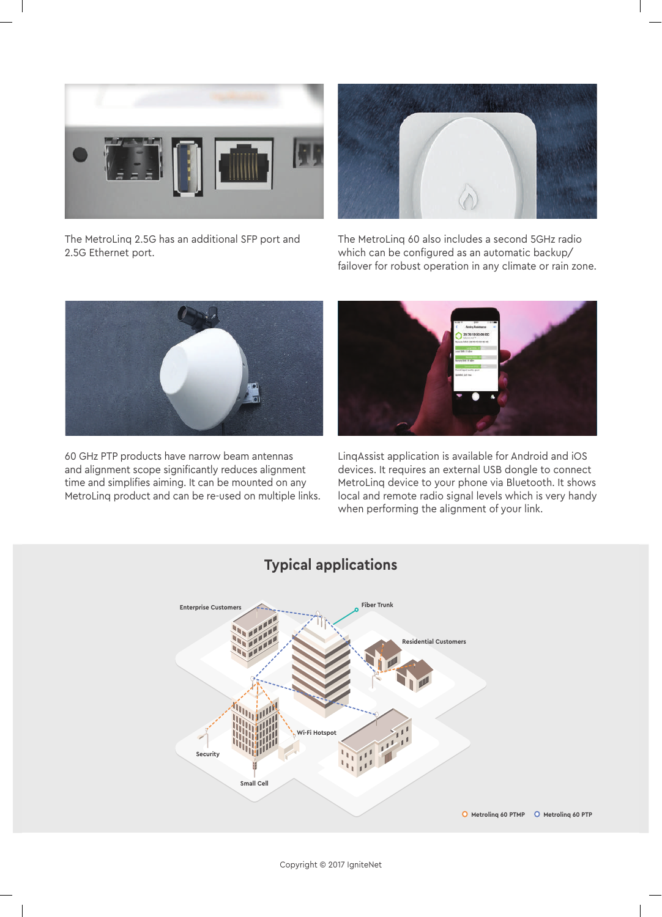The MetroLinq 2.5G has an additional SFP port and 2.5G Ethernet port.

The MetroLinq 60 also includes a second 5GHz radio which can be configured as an automatic backup/ failover for robust operation in any climate or rain zone.

60 GHz PTP products have narrow beam antennas and alignment scope significantly reduces alignment time and simplifies aiming. It can be mounted on any MetroLinq product and can be re-used on multiple links.

LinqAssist application is available for Android and iOS devices. It requires an external USB dongle to connect MetroLinq device to your phone via Bluetooth. It shows local and remote radio signal levels which is very handy when performing the alignment of your link.

## Typical applications

Enterprise Customers

Fiber Trunk

Residential Customers

Wi-Fi Hotspot

Security

Small Cell

Metroling 60 PTMP    Metroling 60 PTP

Copyright © 2017 IgniteNet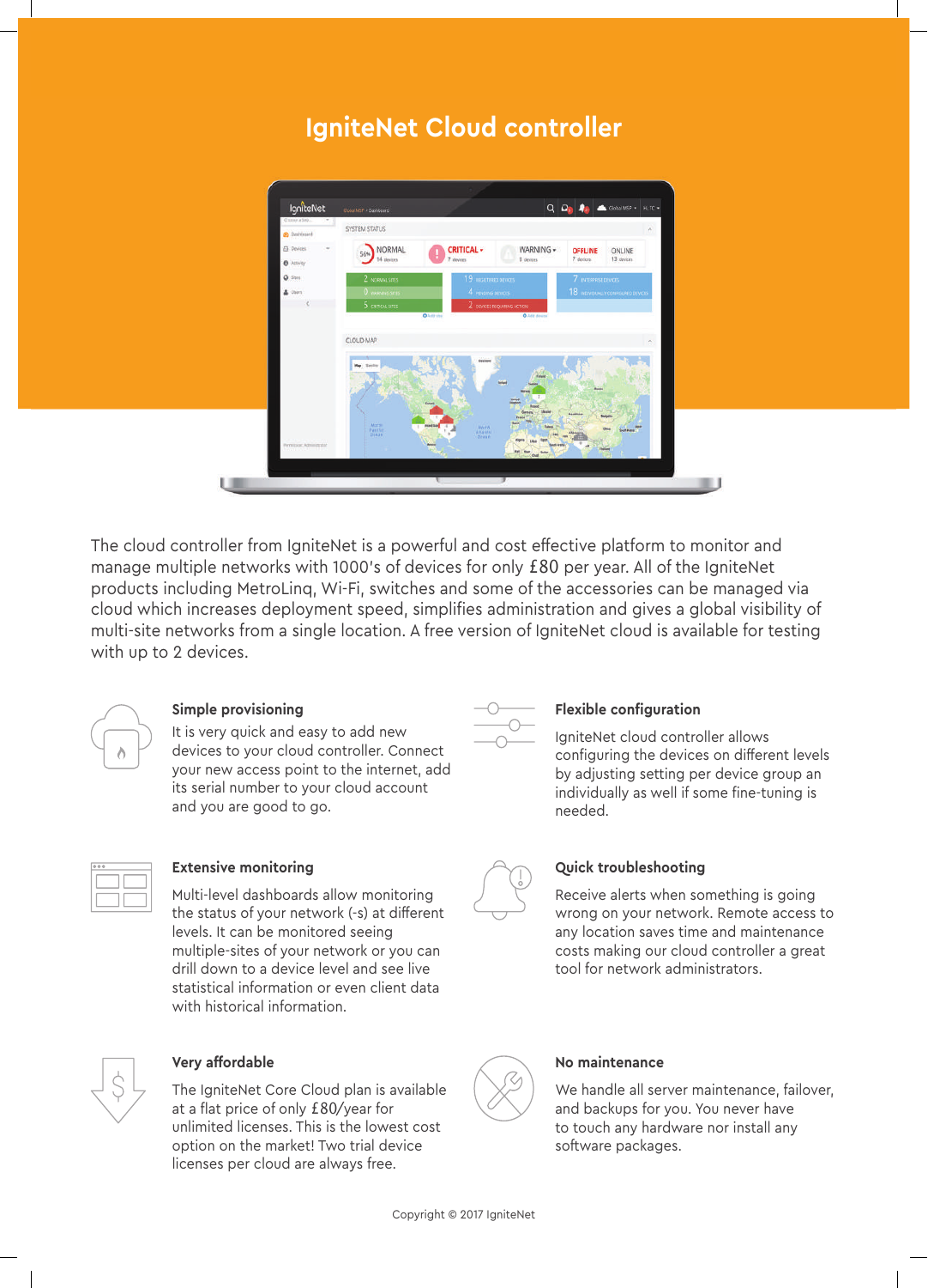# IgniteNet Cloud controller

The cloud controller from IgniteNet is a powerful and cost effective platform to monitor and manage multiple networks with 1000's of devices for only £80 per year. All of the IgniteNet products including MetroLinq, Wi-Fi, switches and some of the accessories can be managed via cloud which increases deployment speed, simplifies administration and gives a global visibility of multi-site networks from a single location. A free version of IgniteNet cloud is available for testing with up to 2 devices.

### Simple provisioning

It is very quick and easy to add new devices to your cloud controller. Connect your new access point to the internet, add its serial number to your cloud account and you are good to go.

### Flexible configuration

IgniteNet cloud controller allows configuring the devices on different levels by adjusting setting per device group an individually as well if some fine-tuning is needed.

### Extensive monitoring

Multi-level dashboards allow monitoring the status of your network (-s) at different levels. It can be monitored seeing multiple-sites of your network or you can drill down to a device level and see live statistical information or even client data with historical information.

### Quick troubleshooting

Receive alerts when something is going wrong on your network. Remote access to any location saves time and maintenance costs making our cloud controller a great tool for network administrators.

### Very affordable

The IgniteNet Core Cloud plan is available at a flat price of only £80/year for unlimited licenses. This is the lowest cost option on the market! Two trial device licenses per cloud are always free.

### No maintenance

We handle all server maintenance, failover, and backups for you. You never have to touch any hardware nor install any software packages.

Copyright © 2017 IgniteNet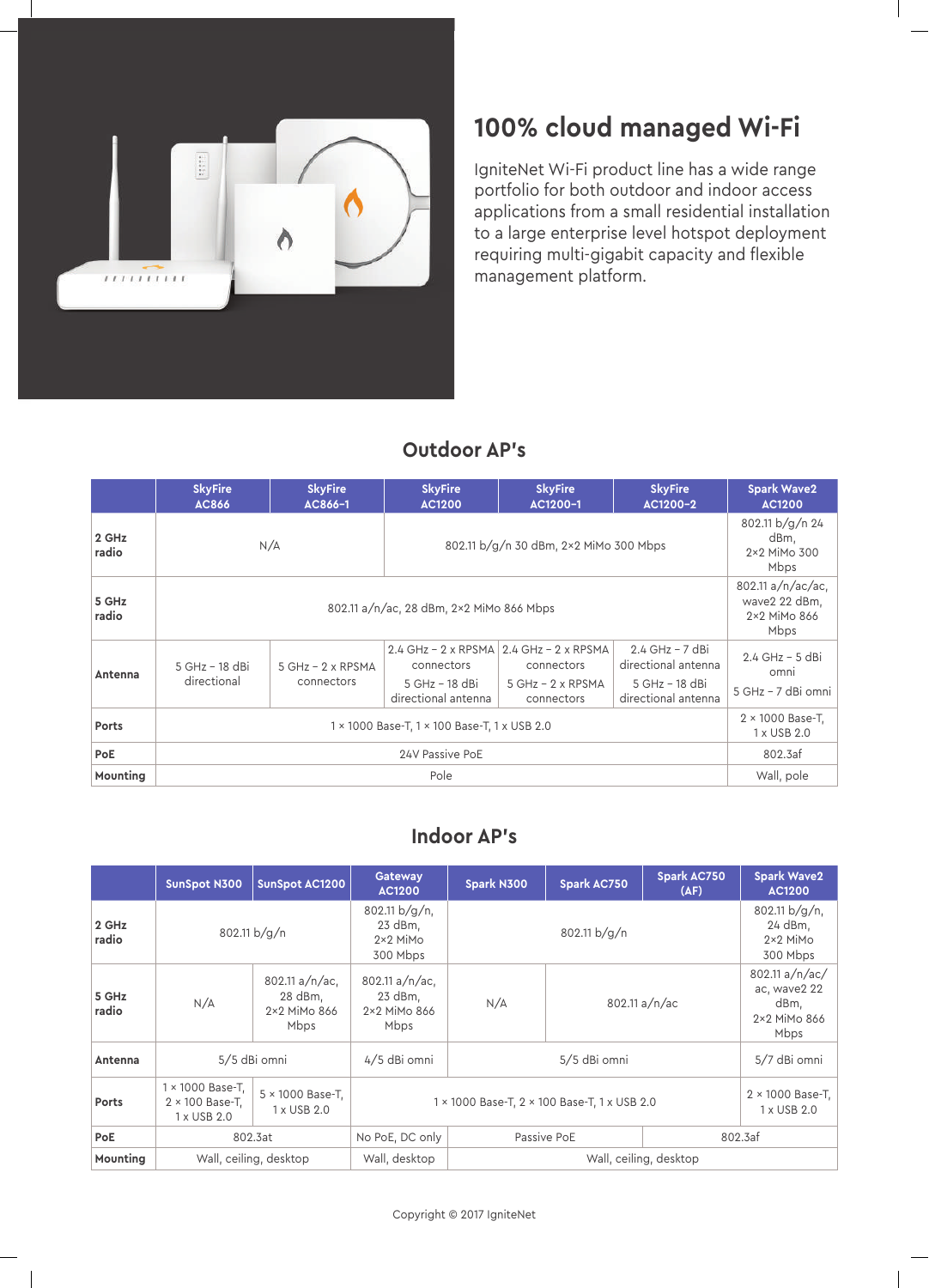## 100% cloud managed Wi-Fi

IgniteNet Wi-Fi product line has a wide range portfolio for both outdoor and indoor access applications from a small residential installation to a large enterprise level hotspot deployment requiring multi-gigabit capacity and flexible management platform.

## Outdoor AP's

| | SkyFire AC866 | SkyFire AC866-1 | SkyFire AC1200 | SkyFire AC1200-1 | SkyFire AC1200-2 | Spark Wave2 AC1200 |
|---|---|---|---|---|---|---|
| **2 GHz radio** | N/A | | 802.11 b/g/n 30 dBm, 2×2 MiMo 300 Mbps | | | 802.11 b/g/n 24 dBm, 2×2 MiMo 300 Mbps |
| **5 GHz radio** | 802.11 a/n/ac, 28 dBm, 2×2 MiMo 866 Mbps | | | | | 802.11 a/n/ac/ac, wave2 22 dBm, 2×2 MiMo 866 Mbps |
| **Antenna** | 5 GHz – 18 dBi directional | 5 GHz – 2 x RPSMA connectors | 2.4 GHz – 2 x RPSMA connectors 5 GHz – 18 dBi directional antenna | 2.4 GHz – 2 x RPSMA connectors 5 GHz – 2 x RPSMA connectors | 2.4 GHz – 7 dBi directional antenna 5 GHz – 18 dBi directional antenna | 2.4 GHz – 5 dBi omni 5 GHz – 7 dBi omni |
| **Ports** | 1 × 1000 Base-T, 1 × 100 Base-T, 1 x USB 2.0 | | | | | 2 × 1000 Base-T, 1 x USB 2.0 |
| **PoE** | 24V Passive PoE | | | | | 802.3af |
| **Mounting** | Pole | | | | | Wall, pole |

## Indoor AP's

| | SunSpot N300 | SunSpot AC1200 | Gateway AC1200 | Spark N300 | Spark AC750 | Spark AC750 (AF) | Spark Wave2 AC1200 |
|---|---|---|---|---|---|---|---|
| **2 GHz radio** | 802.11 b/g/n | | 802.11 b/g/n, 23 dBm, 2×2 MiMo 300 Mbps | 802.11 b/g/n | | | 802.11 b/g/n, 24 dBm, 2×2 MiMo 300 Mbps |
| **5 GHz radio** | N/A | 802.11 a/n/ac, 28 dBm, 2×2 MiMo 866 Mbps | 802.11 a/n/ac, 23 dBm, 2×2 MiMo 866 Mbps | N/A | 802.11 a/n/ac | | 802.11 a/n/ac/ ac, wave2 22 dBm, 2×2 MiMo 866 Mbps |
| **Antenna** | 5/5 dBi omni | | 4/5 dBi omni | 5/5 dBi omni | | | 5/7 dBi omni |
| **Ports** | 1 × 1000 Base-T, 2 × 100 Base-T, 1 x USB 2.0 | 5 × 1000 Base-T, 1 x USB 2.0 | 1 × 1000 Base-T, 2 × 100 Base-T, 1 x USB 2.0 | | | | 2 × 1000 Base-T, 1 x USB 2.0 |
| **PoE** | 802.3at | | No PoE, DC only | Passive PoE | | 802.3af | |
| **Mounting** | Wall, ceiling, desktop | | Wall, desktop | Wall, ceiling, desktop | | | |

Copyright © 2017 IgniteNet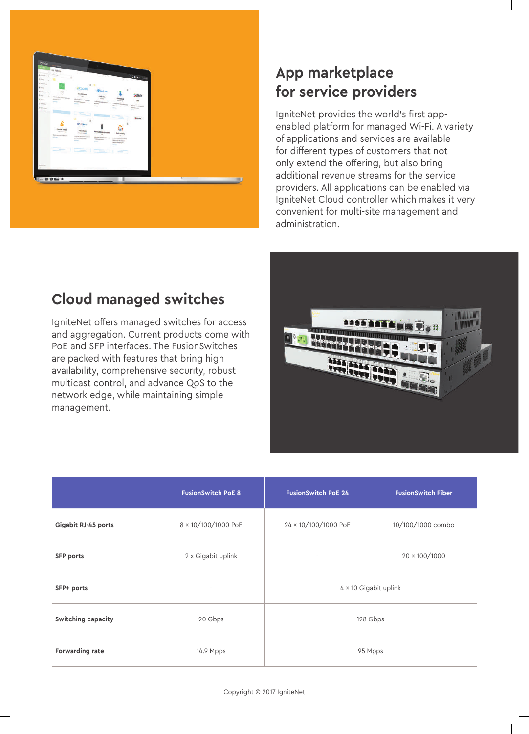## App marketplace for service providers

IgniteNet provides the world's first app-enabled platform for managed Wi-Fi. A variety of applications and services are available for different types of customers that not only extend the offering, but also bring additional revenue streams for the service providers. All applications can be enabled via IgniteNet Cloud controller which makes it very convenient for multi-site management and administration.

## Cloud managed switches

IgniteNet offers managed switches for access and aggregation. Current products come with PoE and SFP interfaces. The FusionSwitches are packed with features that bring high availability, comprehensive security, robust multicast control, and advance QoS to the network edge, while maintaining simple management.

| | FusionSwitch PoE 8 | FusionSwitch PoE 24 | FusionSwitch Fiber |
|---|---|---|---|
| **Gigabit RJ-45 ports** | 8 × 10/100/1000 PoE | 24 × 10/100/1000 PoE | 10/100/1000 combo |
| **SFP ports** | 2 x Gigabit uplink | - | 20 × 100/1000 |
| **SFP+ ports** | - | 4 × 10 Gigabit uplink | |
| **Switching capacity** | 20 Gbps | 128 Gbps | |
| **Forwarding rate** | 14.9 Mpps | 95 Mpps | |

Copyright © 2017 IgniteNet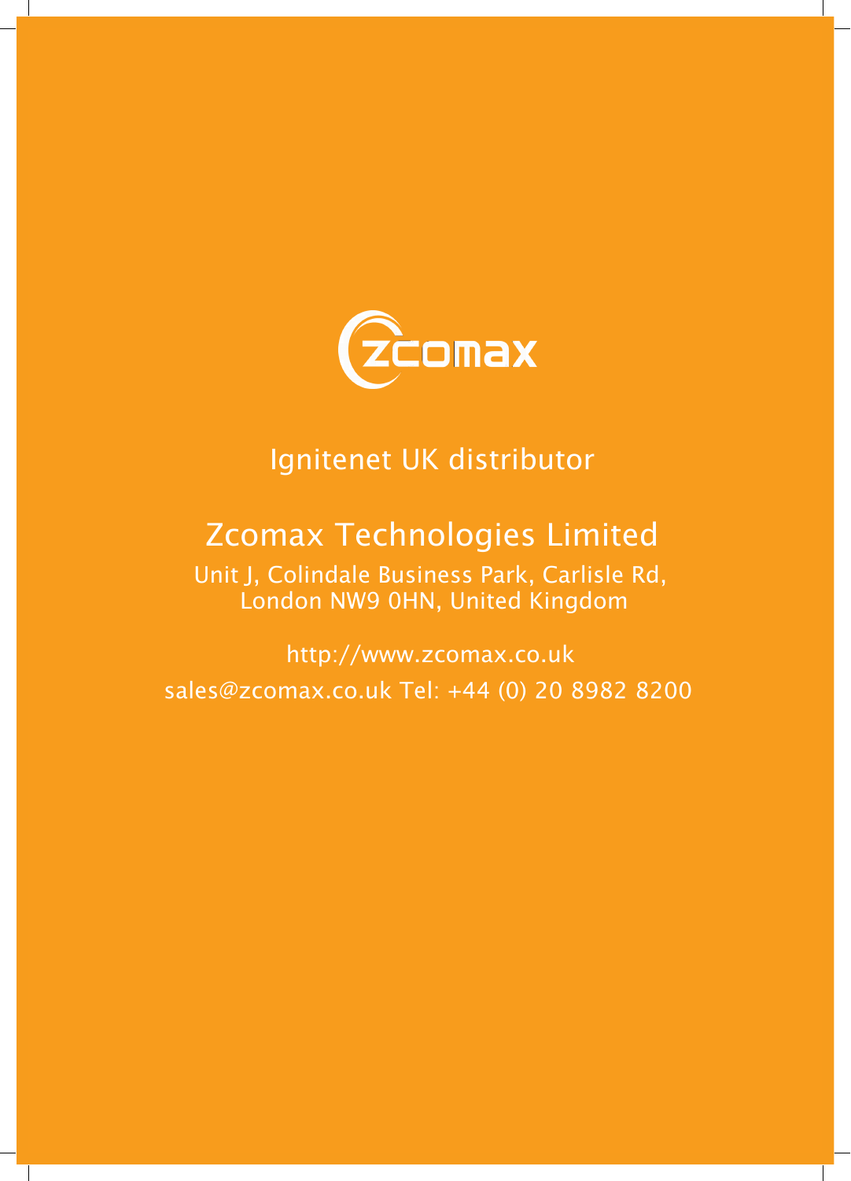zcomax

Ignitenet UK distributor

## Zcomax Technologies Limited

Unit J, Colindale Business Park, Carlisle Rd,
London NW9 0HN, United Kingdom

http://www.zcomax.co.uk
sales@zcomax.co.uk Tel: +44 (0) 20 8982 8200